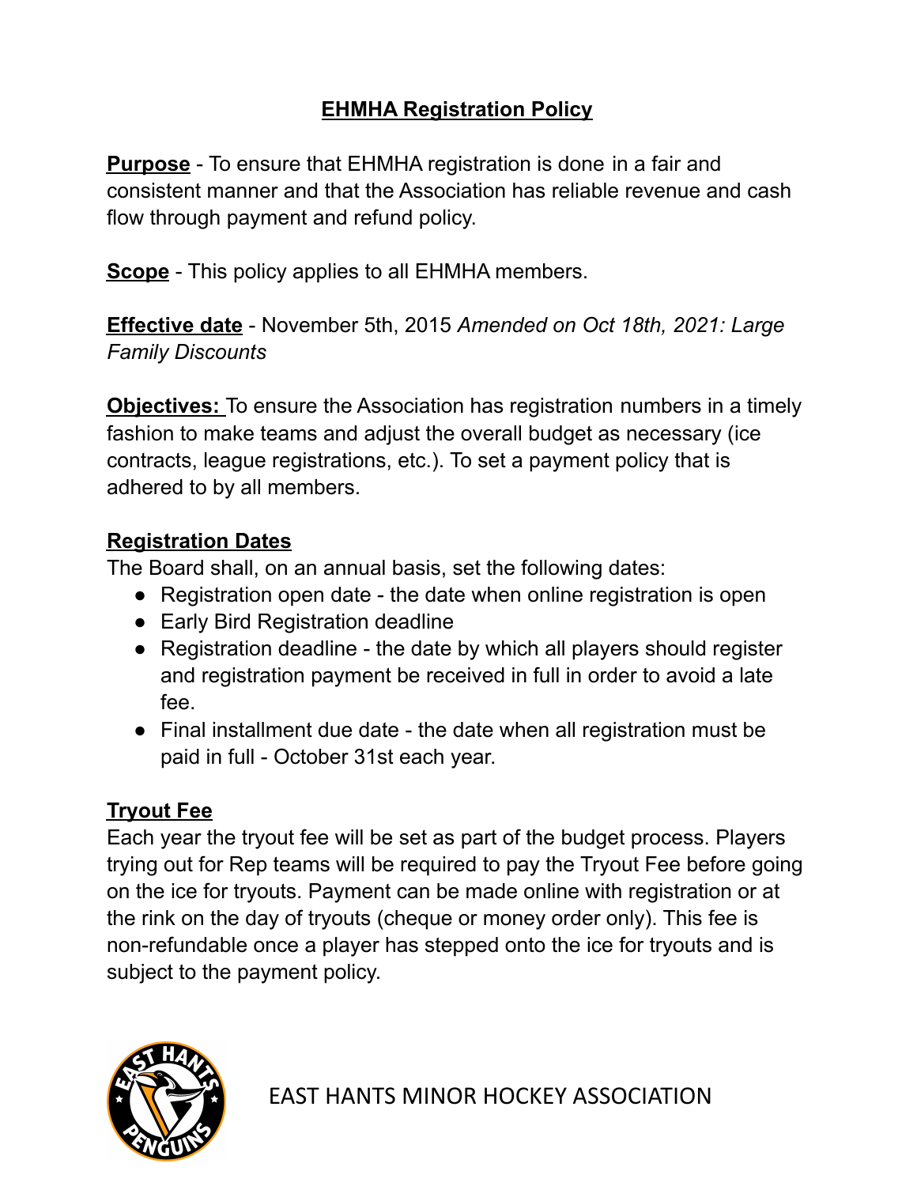# EHMHA Registration Policy

**Purpose** - To ensure that EHMHA registration is done in a fair and consistent manner and that the Association has reliable revenue and cash flow through payment and refund policy.

**Scope** - This policy applies to all EHMHA members.

**Effective date** - November 5th, 2015 *Amended on Oct 18th, 2021: Large Family Discounts*

**Objectives:** To ensure the Association has registration numbers in a timely fashion to make teams and adjust the overall budget as necessary (ice contracts, league registrations, etc.). To set a payment policy that is adhered to by all members.

## Registration Dates

The Board shall, on an annual basis, set the following dates:

- Registration open date - the date when online registration is open
- Early Bird Registration deadline
- Registration deadline - the date by which all players should register and registration payment be received in full in order to avoid a late fee.
- Final installment due date - the date when all registration must be paid in full - October 31st each year.

## Tryout Fee

Each year the tryout fee will be set as part of the budget process. Players trying out for Rep teams will be required to pay the Tryout Fee before going on the ice for tryouts. Payment can be made online with registration or at the rink on the day of tryouts (cheque or money order only). This fee is non-refundable once a player has stepped onto the ice for tryouts and is subject to the payment policy.

EAST HANTS MINOR HOCKEY ASSOCIATION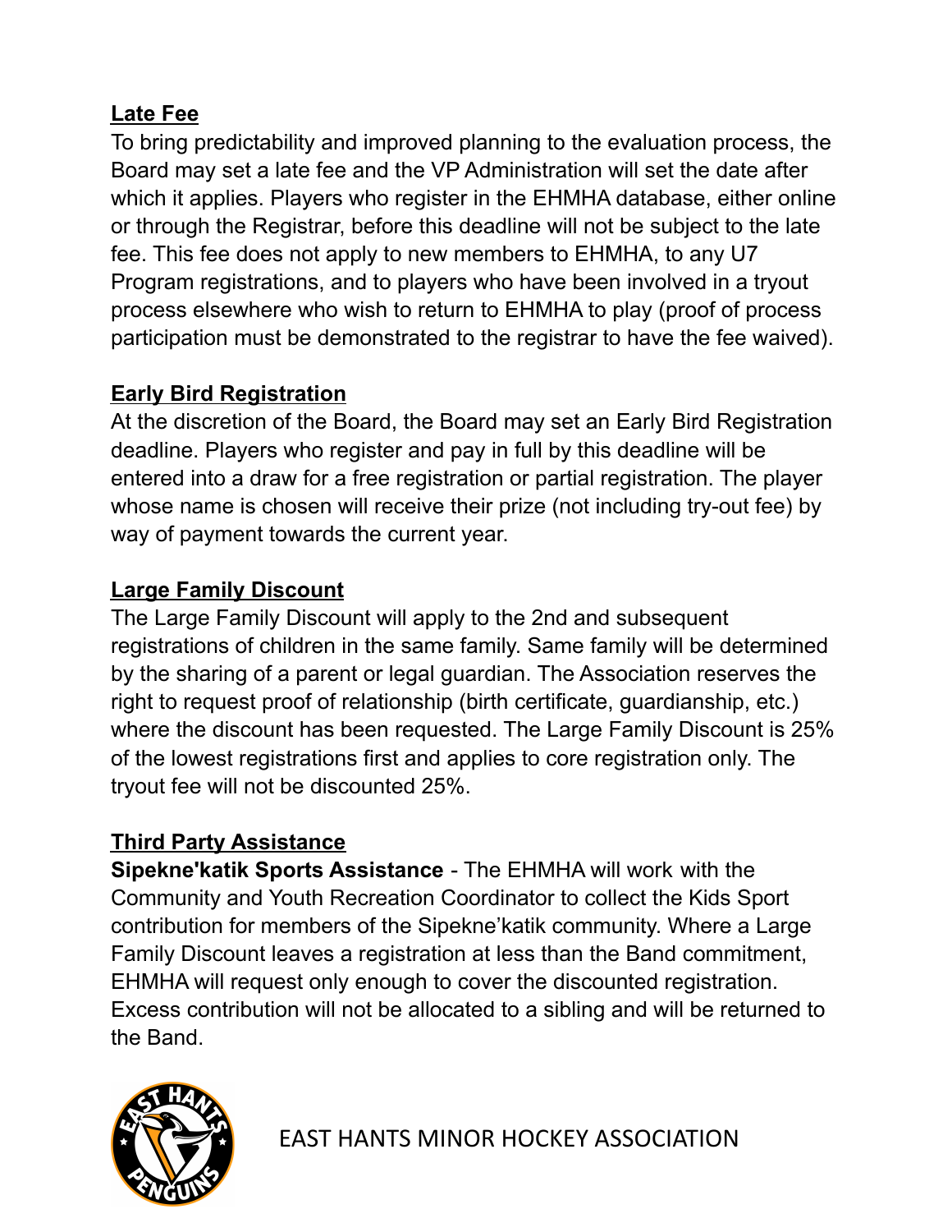**Late Fee**

To bring predictability and improved planning to the evaluation process, the Board may set a late fee and the VP Administration will set the date after which it applies. Players who register in the EHMHA database, either online or through the Registrar, before this deadline will not be subject to the late fee. This fee does not apply to new members to EHMHA, to any U7 Program registrations, and to players who have been involved in a tryout process elsewhere who wish to return to EHMHA to play (proof of process participation must be demonstrated to the registrar to have the fee waived).

**Early Bird Registration**

At the discretion of the Board, the Board may set an Early Bird Registration deadline. Players who register and pay in full by this deadline will be entered into a draw for a free registration or partial registration. The player whose name is chosen will receive their prize (not including try-out fee) by way of payment towards the current year.

**Large Family Discount**

The Large Family Discount will apply to the 2nd and subsequent registrations of children in the same family. Same family will be determined by the sharing of a parent or legal guardian. The Association reserves the right to request proof of relationship (birth certificate, guardianship, etc.) where the discount has been requested. The Large Family Discount is 25% of the lowest registrations first and applies to core registration only. The tryout fee will not be discounted 25%.

**Third Party Assistance**

**Sipekne'katik Sports Assistance** - The EHMHA will work with the Community and Youth Recreation Coordinator to collect the Kids Sport contribution for members of the Sipekne'katik community. Where a Large Family Discount leaves a registration at less than the Band commitment, EHMHA will request only enough to cover the discounted registration. Excess contribution will not be allocated to a sibling and will be returned to the Band.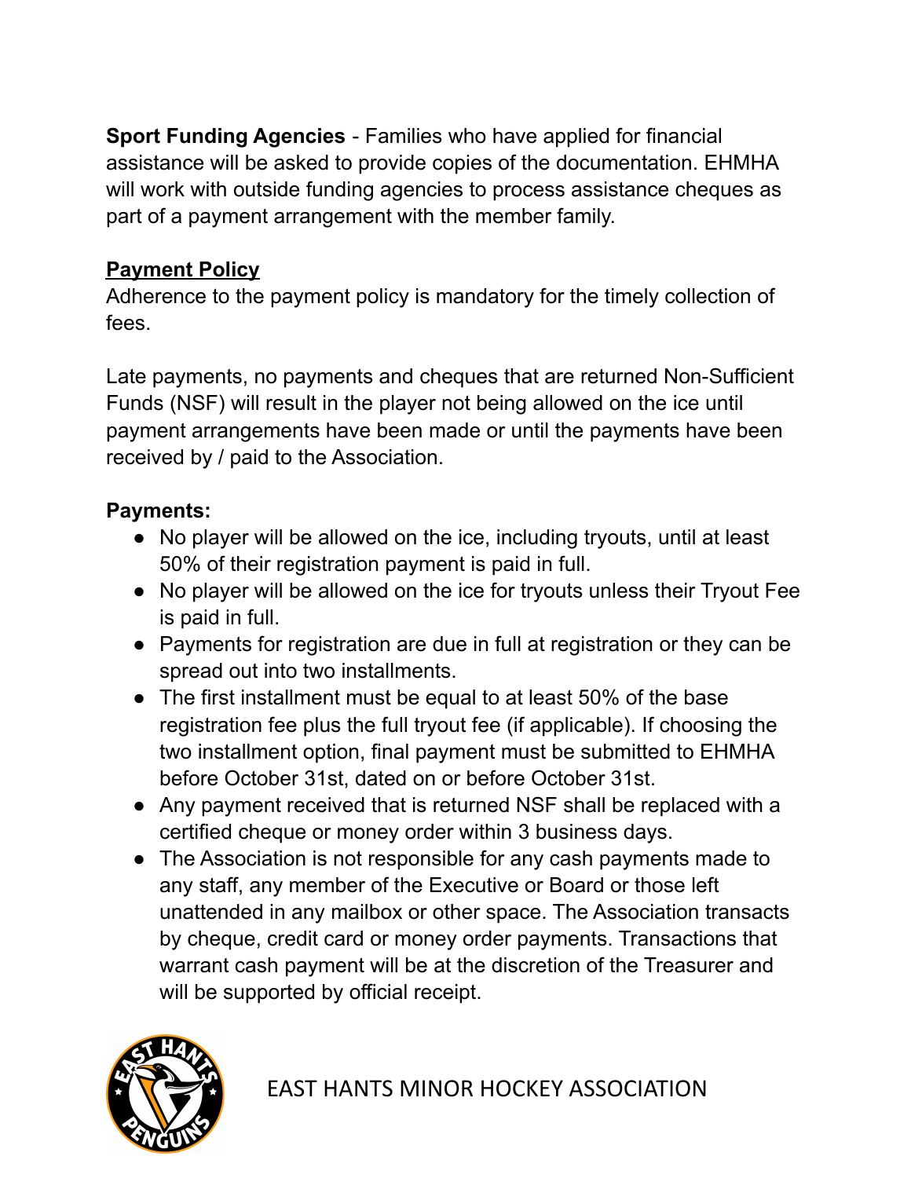**Sport Funding Agencies** - Families who have applied for financial assistance will be asked to provide copies of the documentation. EHMHA will work with outside funding agencies to process assistance cheques as part of a payment arrangement with the member family.

**Payment Policy**

Adherence to the payment policy is mandatory for the timely collection of fees.

Late payments, no payments and cheques that are returned Non-Sufficient Funds (NSF) will result in the player not being allowed on the ice until payment arrangements have been made or until the payments have been received by / paid to the Association.

**Payments:**

- No player will be allowed on the ice, including tryouts, until at least 50% of their registration payment is paid in full.
- No player will be allowed on the ice for tryouts unless their Tryout Fee is paid in full.
- Payments for registration are due in full at registration or they can be spread out into two installments.
- The first installment must be equal to at least 50% of the base registration fee plus the full tryout fee (if applicable). If choosing the two installment option, final payment must be submitted to EHMHA before October 31st, dated on or before October 31st.
- Any payment received that is returned NSF shall be replaced with a certified cheque or money order within 3 business days.
- The Association is not responsible for any cash payments made to any staff, any member of the Executive or Board or those left unattended in any mailbox or other space. The Association transacts by cheque, credit card or money order payments. Transactions that warrant cash payment will be at the discretion of the Treasurer and will be supported by official receipt.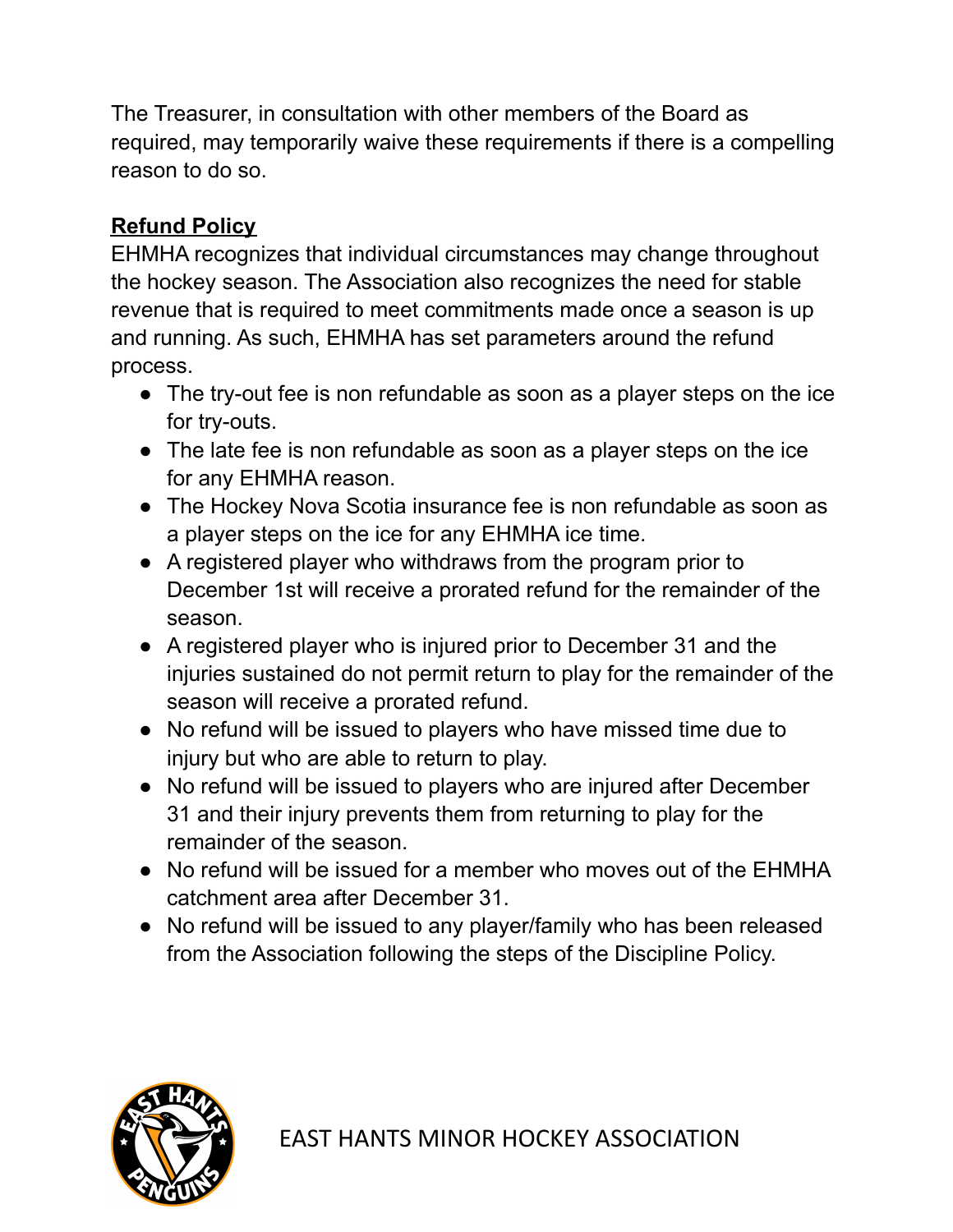The Treasurer, in consultation with other members of the Board as required, may temporarily waive these requirements if there is a compelling reason to do so.

**Refund Policy**

EHMHA recognizes that individual circumstances may change throughout the hockey season. The Association also recognizes the need for stable revenue that is required to meet commitments made once a season is up and running. As such, EHMHA has set parameters around the refund process.

- The try-out fee is non refundable as soon as a player steps on the ice for try-outs.
- The late fee is non refundable as soon as a player steps on the ice for any EHMHA reason.
- The Hockey Nova Scotia insurance fee is non refundable as soon as a player steps on the ice for any EHMHA ice time.
- A registered player who withdraws from the program prior to December 1st will receive a prorated refund for the remainder of the season.
- A registered player who is injured prior to December 31 and the injuries sustained do not permit return to play for the remainder of the season will receive a prorated refund.
- No refund will be issued to players who have missed time due to injury but who are able to return to play.
- No refund will be issued to players who are injured after December 31 and their injury prevents them from returning to play for the remainder of the season.
- No refund will be issued for a member who moves out of the EHMHA catchment area after December 31.
- No refund will be issued to any player/family who has been released from the Association following the steps of the Discipline Policy.